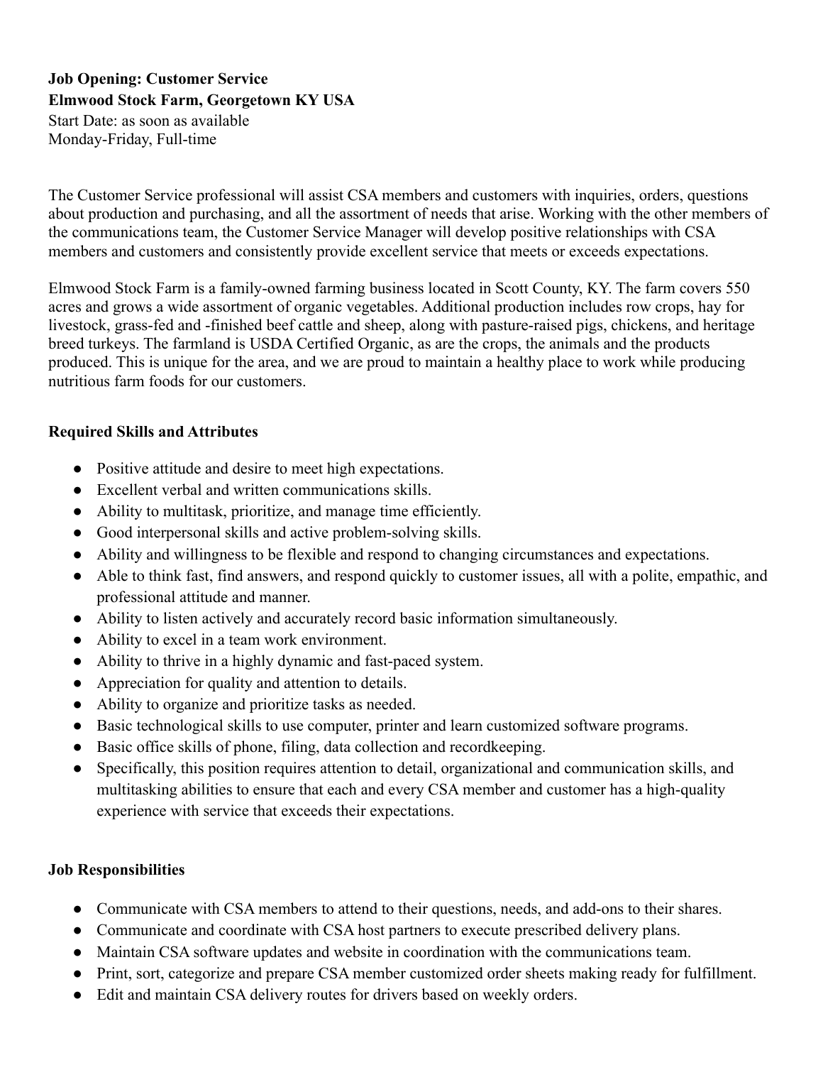**Job Opening: Customer Service**
**Elmwood Stock Farm, Georgetown KY USA**
Start Date: as soon as available
Monday-Friday, Full-time

The Customer Service professional will assist CSA members and customers with inquiries, orders, questions about production and purchasing, and all the assortment of needs that arise. Working with the other members of the communications team, the Customer Service Manager will develop positive relationships with CSA members and customers and consistently provide excellent service that meets or exceeds expectations.

Elmwood Stock Farm is a family-owned farming business located in Scott County, KY. The farm covers 550 acres and grows a wide assortment of organic vegetables. Additional production includes row crops, hay for livestock, grass-fed and -finished beef cattle and sheep, along with pasture-raised pigs, chickens, and heritage breed turkeys. The farmland is USDA Certified Organic, as are the crops, the animals and the products produced. This is unique for the area, and we are proud to maintain a healthy place to work while producing nutritious farm foods for our customers.

## Required Skills and Attributes

- Positive attitude and desire to meet high expectations.
- Excellent verbal and written communications skills.
- Ability to multitask, prioritize, and manage time efficiently.
- Good interpersonal skills and active problem-solving skills.
- Ability and willingness to be flexible and respond to changing circumstances and expectations.
- Able to think fast, find answers, and respond quickly to customer issues, all with a polite, empathic, and professional attitude and manner.
- Ability to listen actively and accurately record basic information simultaneously.
- Ability to excel in a team work environment.
- Ability to thrive in a highly dynamic and fast-paced system.
- Appreciation for quality and attention to details.
- Ability to organize and prioritize tasks as needed.
- Basic technological skills to use computer, printer and learn customized software programs.
- Basic office skills of phone, filing, data collection and recordkeeping.
- Specifically, this position requires attention to detail, organizational and communication skills, and multitasking abilities to ensure that each and every CSA member and customer has a high-quality experience with service that exceeds their expectations.

## Job Responsibilities

- Communicate with CSA members to attend to their questions, needs, and add-ons to their shares.
- Communicate and coordinate with CSA host partners to execute prescribed delivery plans.
- Maintain CSA software updates and website in coordination with the communications team.
- Print, sort, categorize and prepare CSA member customized order sheets making ready for fulfillment.
- Edit and maintain CSA delivery routes for drivers based on weekly orders.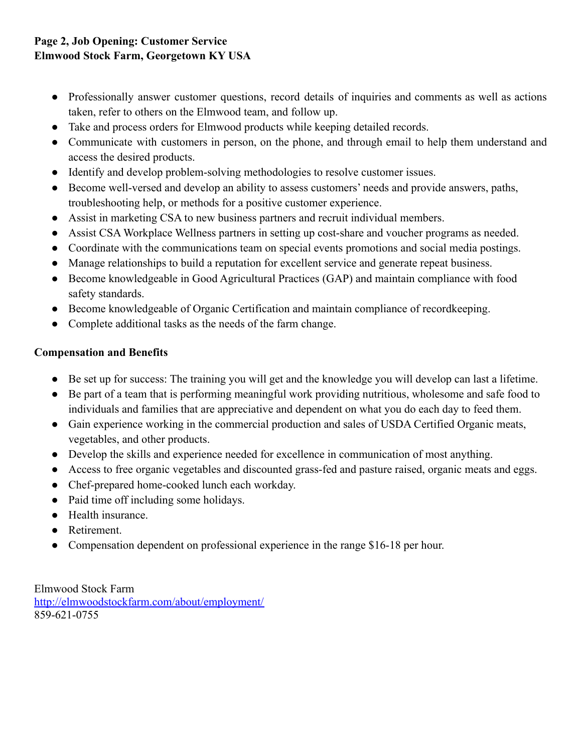- Professionally answer customer questions, record details of inquiries and comments as well as actions taken, refer to others on the Elmwood team, and follow up.
- Take and process orders for Elmwood products while keeping detailed records.
- Communicate with customers in person, on the phone, and through email to help them understand and access the desired products.
- Identify and develop problem-solving methodologies to resolve customer issues.
- Become well-versed and develop an ability to assess customers' needs and provide answers, paths, troubleshooting help, or methods for a positive customer experience.
- Assist in marketing CSA to new business partners and recruit individual members.
- Assist CSA Workplace Wellness partners in setting up cost-share and voucher programs as needed.
- Coordinate with the communications team on special events promotions and social media postings.
- Manage relationships to build a reputation for excellent service and generate repeat business.
- Become knowledgeable in Good Agricultural Practices (GAP) and maintain compliance with food safety standards.
- Become knowledgeable of Organic Certification and maintain compliance of recordkeeping.
- Complete additional tasks as the needs of the farm change.

**Compensation and Benefits**

- Be set up for success: The training you will get and the knowledge you will develop can last a lifetime.
- Be part of a team that is performing meaningful work providing nutritious, wholesome and safe food to individuals and families that are appreciative and dependent on what you do each day to feed them.
- Gain experience working in the commercial production and sales of USDA Certified Organic meats, vegetables, and other products.
- Develop the skills and experience needed for excellence in communication of most anything.
- Access to free organic vegetables and discounted grass-fed and pasture raised, organic meats and eggs.
- Chef-prepared home-cooked lunch each workday.
- Paid time off including some holidays.
- Health insurance.
- Retirement.
- Compensation dependent on professional experience in the range $16-18 per hour.

Elmwood Stock Farm
[http://elmwoodstockfarm.com/about/employment/](http://elmwoodstockfarm.com/about/employment/)
859-621-0755